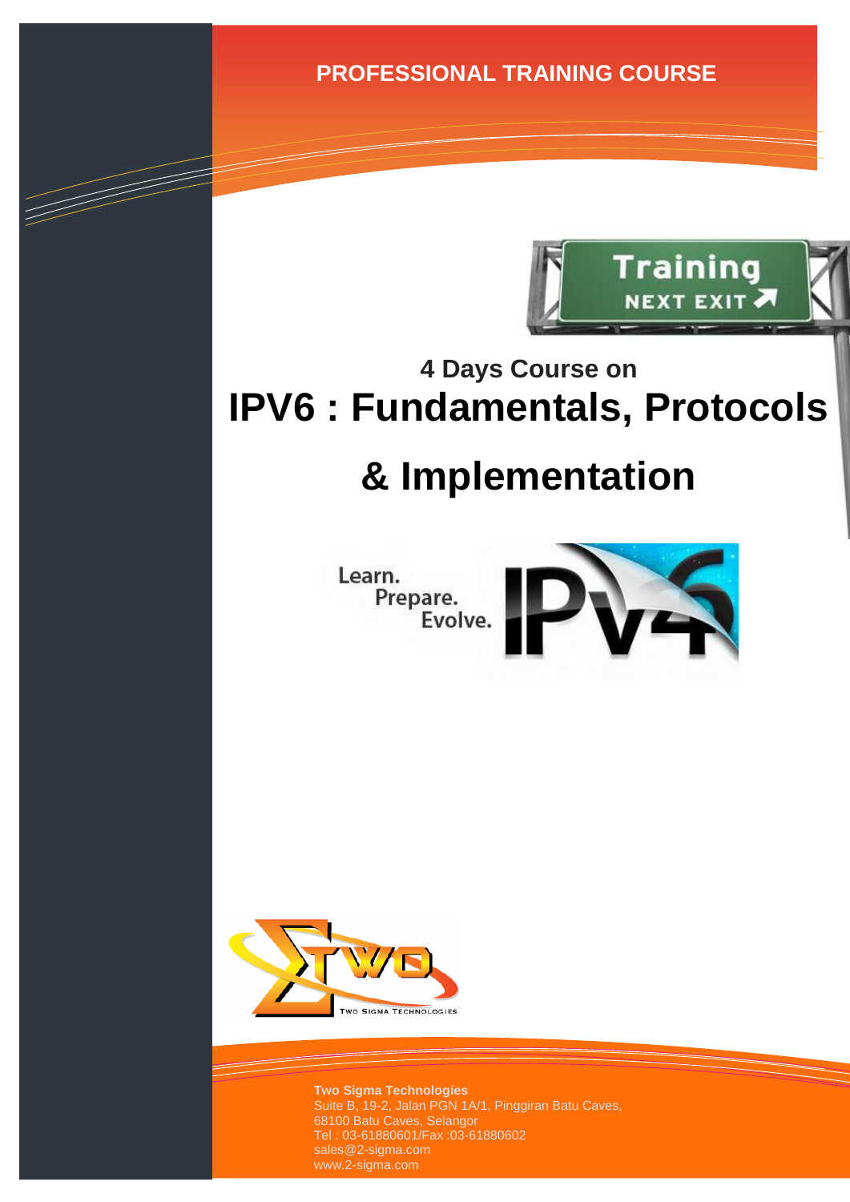PROFESSIONAL TRAINING COURSE

### 4 Days Course on

# IPV6 : Fundamentals, Protocols & Implementation

**Two Sigma Technologies**
Suite B, 19-2, Jalan PGN 1A/1, Pinggiran Batu Caves,
68100 Batu Caves, Selangor
Tel : 03-61880601/Fax :03-61880602
sales@2-sigma.com
www.2-sigma.com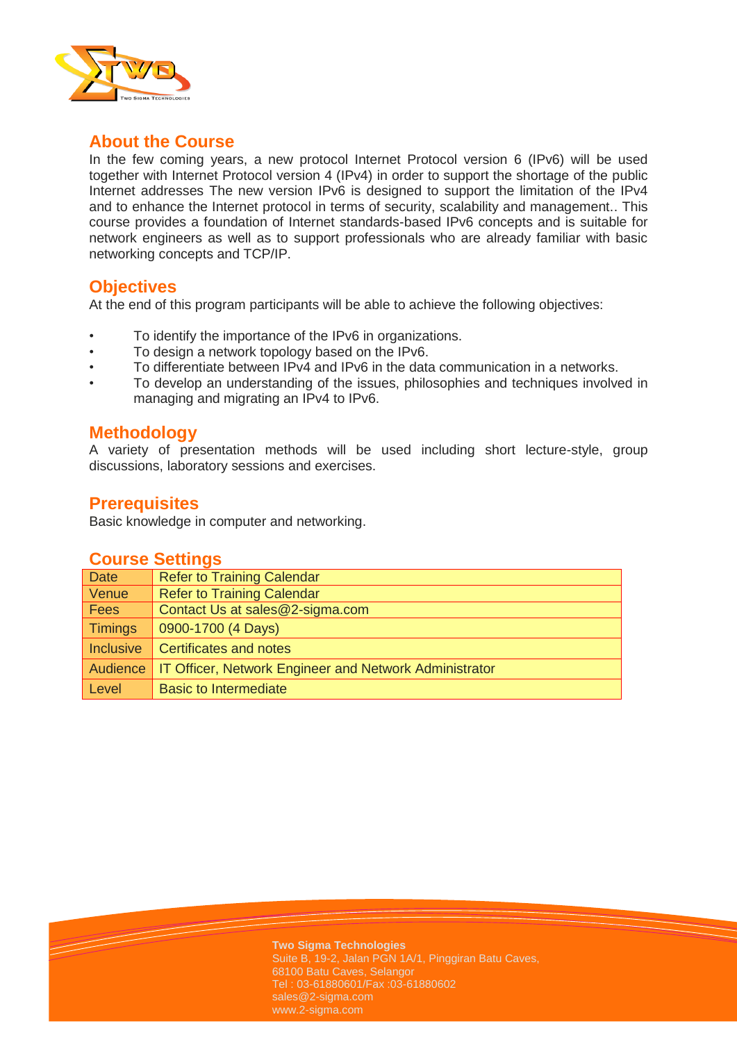## About the Course

In the few coming years, a new protocol Internet Protocol version 6 (IPv6) will be used together with Internet Protocol version 4 (IPv4) in order to support the shortage of the public Internet addresses The new version IPv6 is designed to support the limitation of the IPv4 and to enhance the Internet protocol in terms of security, scalability and management.. This course provides a foundation of Internet standards-based IPv6 concepts and is suitable for network engineers as well as to support professionals who are already familiar with basic networking concepts and TCP/IP.

## Objectives

At the end of this program participants will be able to achieve the following objectives:

- To identify the importance of the IPv6 in organizations.
- To design a network topology based on the IPv6.
- To differentiate between IPv4 and IPv6 in the data communication in a networks.
- To develop an understanding of the issues, philosophies and techniques involved in managing and migrating an IPv4 to IPv6.

## Methodology

A variety of presentation methods will be used including short lecture-style, group discussions, laboratory sessions and exercises.

## Prerequisites

Basic knowledge in computer and networking.

## Course Settings

| | |
|---|---|
| Date | Refer to Training Calendar |
| Venue | Refer to Training Calendar |
| Fees | Contact Us at sales@2-sigma.com |
| Timings | 0900-1700 (4 Days) |
| Inclusive | Certificates and notes |
| Audience | IT Officer, Network Engineer and Network Administrator |
| Level | Basic to Intermediate |

**Two Sigma Technologies**
Suite B, 19-2, Jalan PGN 1A/1, Pinggiran Batu Caves,
68100 Batu Caves, Selangor
Tel : 03-61880601/Fax :03-61880602
sales@2-sigma.com
www.2-sigma.com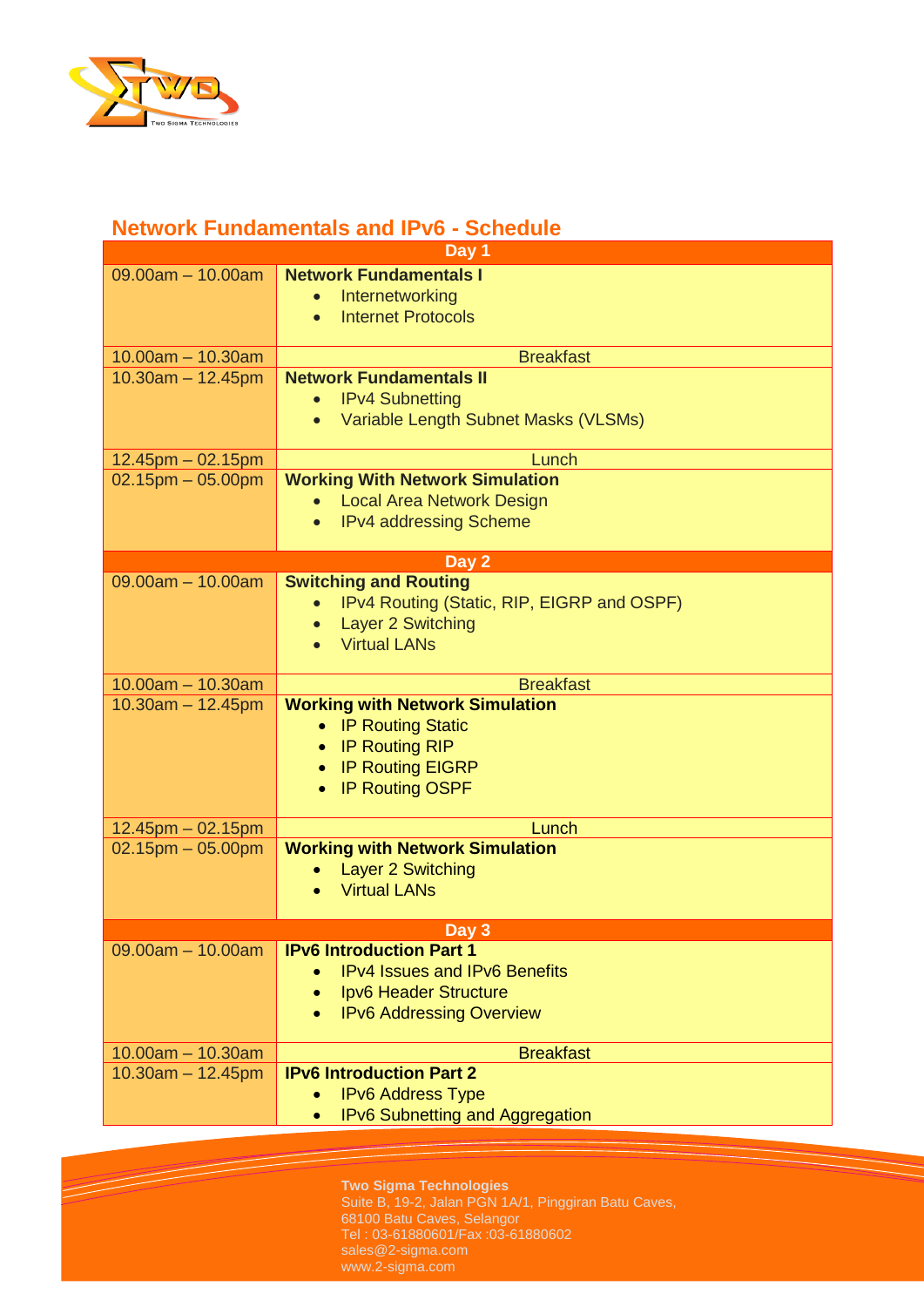## Network Fundamentals and IPv6 - Schedule

| | |
|---|---|
| **Day 1** | |
| 09.00am – 10.00am | **Network Fundamentals I**<br>• Internetworking<br>• Internet Protocols |
| 10.00am – 10.30am | Breakfast |
| 10.30am – 12.45pm | **Network Fundamentals II**<br>• IPv4 Subnetting<br>• Variable Length Subnet Masks (VLSMs) |
| 12.45pm – 02.15pm | Lunch |
| 02.15pm – 05.00pm | **Working With Network Simulation**<br>• Local Area Network Design<br>• IPv4 addressing Scheme |
| **Day 2** | |
| 09.00am – 10.00am | **Switching and Routing**<br>• IPv4 Routing (Static, RIP, EIGRP and OSPF)<br>• Layer 2 Switching<br>• Virtual LANs |
| 10.00am – 10.30am | Breakfast |
| 10.30am – 12.45pm | **Working with Network Simulation**<br>• IP Routing Static<br>• IP Routing RIP<br>• IP Routing EIGRP<br>• IP Routing OSPF |
| 12.45pm – 02.15pm | Lunch |
| 02.15pm – 05.00pm | **Working with Network Simulation**<br>• Layer 2 Switching<br>• Virtual LANs |
| **Day 3** | |
| 09.00am – 10.00am | **IPv6 Introduction Part 1**<br>• IPv4 Issues and IPv6 Benefits<br>• Ipv6 Header Structure<br>• IPv6 Addressing Overview |
| 10.00am – 10.30am | Breakfast |
| 10.30am – 12.45pm | **IPv6 Introduction Part 2**<br>• IPv6 Address Type<br>• IPv6 Subnetting and Aggregation |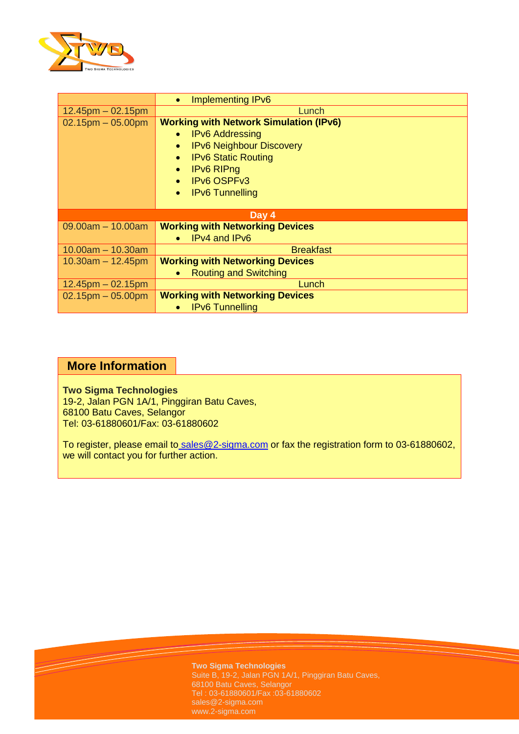| | |
|---|---|
| | • Implementing IPv6 |
| 12.45pm – 02.15pm | Lunch |
| 02.15pm – 05.00pm | **Working with Network Simulation (IPv6)**<br>• IPv6 Addressing<br>• IPv6 Neighbour Discovery<br>• IPv6 Static Routing<br>• IPv6 RIPng<br>• IPv6 OSPFv3<br>• IPv6 Tunnelling |
| **Day 4** | |
| 09.00am – 10.00am | **Working with Networking Devices**<br>• IPv4 and IPv6 |
| 10.00am – 10.30am | Breakfast |
| 10.30am – 12.45pm | **Working with Networking Devices**<br>• Routing and Switching |
| 12.45pm – 02.15pm | Lunch |
| 02.15pm – 05.00pm | **Working with Networking Devices**<br>• IPv6 Tunnelling |

## More Information

**Two Sigma Technologies**
19-2, Jalan PGN 1A/1, Pinggiran Batu Caves,
68100 Batu Caves, Selangor
Tel: 03-61880601/Fax: 03-61880602

To register, please email to sales@2-sigma.com or fax the registration form to 03-61880602, we will contact you for further action.

**Two Sigma Technologies**
Suite B, 19-2, Jalan PGN 1A/1, Pinggiran Batu Caves,
68100 Batu Caves, Selangor
Tel : 03-61880601/Fax :03-61880602
sales@2-sigma.com
www.2-sigma.com